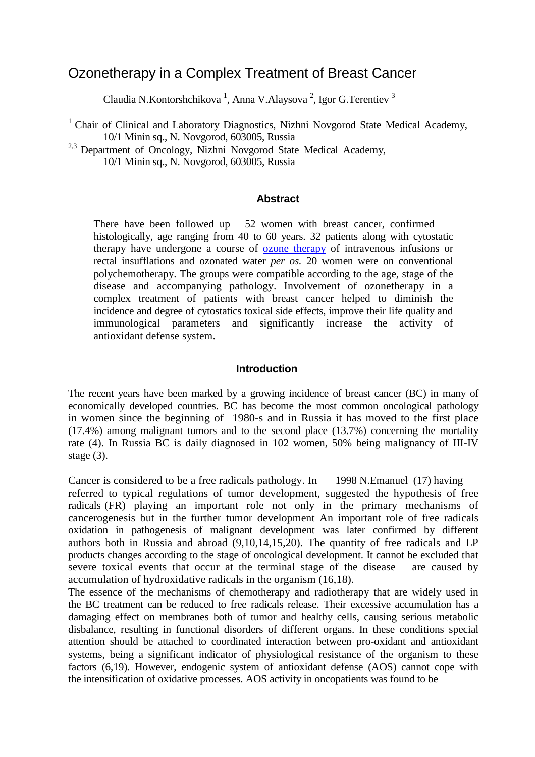# Ozonetherapy in a Complex Treatment of Breast Cancer

Claudia N.Kontorshchikova [1], Anna V.Alaysova [2], Igor G.Terentiev [3]

[1] Chair of Clinical and Laboratory Diagnostics, Nizhni Novgorod State Medical Academy, 10/1 Minin sq., N. Novgorod, 603005, Russia

[2,3] Department of Oncology, Nizhni Novgorod State Medical Academy, 10/1 Minin sq., N. Novgorod, 603005, Russia

## Abstract

There have been followed up 52 women with breast cancer, confirmed histologically, age ranging from 40 to 60 years. 32 patients along with cytostatic therapy have undergone a course of ozone therapy of intravenous infusions or rectal insufflations and ozonated water *per os.* 20 women were on conventional polychemotherapy. The groups were compatible according to the age, stage of the disease and accompanying pathology. Involvement of ozonetherapy in a complex treatment of patients with breast cancer helped to diminish the incidence and degree of cytostatics toxical side effects, improve their life quality and immunological parameters and significantly increase the activity of antioxidant defense system.

## Introduction

The recent years have been marked by a growing incidence of breast cancer (BC) in many of economically developed countries. BC has become the most common oncological pathology in women since the beginning of 1980-s and in Russia it has moved to the first place (17.4%) among malignant tumors and to the second place (13.7%) concerning the mortality rate (4). In Russia BC is daily diagnosed in 102 women, 50% being malignancy of III-IV stage (3).

Cancer is considered to be a free radicals pathology. In 1998 N.Emanuel (17) having referred to typical regulations of tumor development, suggested the hypothesis of free radicals (FR) playing an important role not only in the primary mechanisms of cancerogenesis but in the further tumor development An important role of free radicals oxidation in pathogenesis of malignant development was later confirmed by different authors both in Russia and abroad (9,10,14,15,20). The quantity of free radicals and LP products changes according to the stage of oncological development. It cannot be excluded that severe toxical events that occur at the terminal stage of the disease are caused by accumulation of hydroxidative radicals in the organism (16,18).
The essence of the mechanisms of chemotherapy and radiotherapy that are widely used in the BC treatment can be reduced to free radicals release. Their excessive accumulation has a damaging effect on membranes both of tumor and healthy cells, causing serious metabolic disbalance, resulting in functional disorders of different organs. In these conditions special attention should be attached to coordinated interaction between pro-oxidant and antioxidant systems, being a significant indicator of physiological resistance of the organism to these factors (6,19). However, endogenic system of antioxidant defense (AOS) cannot cope with the intensification of oxidative processes. AOS activity in oncopatients was found to be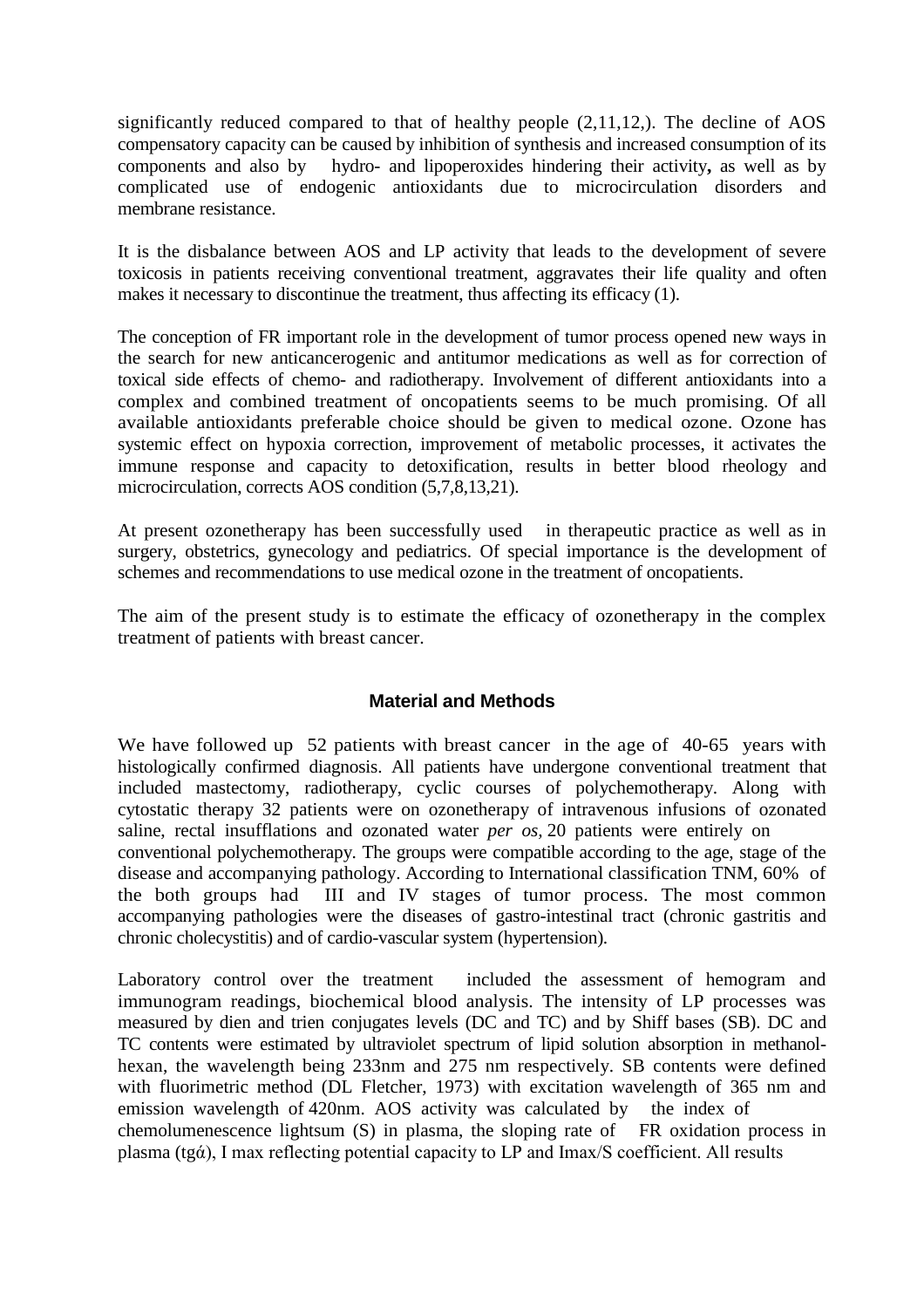significantly reduced compared to that of healthy people (2,11,12,). The decline of AOS compensatory capacity can be caused by inhibition of synthesis and increased consumption of its components and also by hydro- and lipoperoxides hindering their activity**,** as well as by complicated use of endogenic antioxidants due to microcirculation disorders and membrane resistance.

It is the disbalance between AOS and LP activity that leads to the development of severe toxicosis in patients receiving conventional treatment, aggravates their life quality and often makes it necessary to discontinue the treatment, thus affecting its efficacy (1).

The conception of FR important role in the development of tumor process opened new ways in the search for new anticancerogenic and antitumor medications as well as for correction of toxical side effects of chemo- and radiotherapy. Involvement of different antioxidants into a complex and combined treatment of oncopatients seems to be much promising. Of all available antioxidants preferable choice should be given to medical ozone. Ozone has systemic effect on hypoxia correction, improvement of metabolic processes, it activates the immune response and capacity to detoxification, results in better blood rheology and microcirculation, corrects AOS condition (5,7,8,13,21).

At present ozonetherapy has been successfully used in therapeutic practice as well as in surgery, obstetrics, gynecology and pediatrics. Of special importance is the development of schemes and recommendations to use medical ozone in the treatment of oncopatients.

The aim of the present study is to estimate the efficacy of ozonetherapy in the complex treatment of patients with breast cancer.

## Material and Methods

We have followed up 52 patients with breast cancer in the age of 40-65 years with histologically confirmed diagnosis. All patients have undergone conventional treatment that included mastectomy, radiotherapy, cyclic courses of polychemotherapy. Along with cytostatic therapy 32 patients were on ozonetherapy of intravenous infusions of ozonated saline, rectal insufflations and ozonated water *per os,* 20 patients were entirely on conventional polychemotherapy. The groups were compatible according to the age, stage of the disease and accompanying pathology. According to International classification TNM, 60% of the both groups had III and IV stages of tumor process. The most common accompanying pathologies were the diseases of gastro-intestinal tract (chronic gastritis and chronic cholecystitis) and of cardio-vascular system (hypertension).

Laboratory control over the treatment included the assessment of hemogram and immunogram readings, biochemical blood analysis. The intensity of LP processes was measured by dien and trien conjugates levels (DC and TC) and by Shiff bases (SB). DC and TC contents were estimated by ultraviolet spectrum of lipid solution absorption in methanol-hexan, the wavelength being 233nm and 275 nm respectively. SB contents were defined with fluorimetric method (DL Fletcher, 1973) with excitation wavelength of 365 nm and emission wavelength of 420nm. AOS activity was calculated by the index of chemolumenescence lightsum (S) in plasma, the sloping rate of FR oxidation process in plasma (tgά), I max reflecting potential capacity to LP and Imax/S coefficient. All results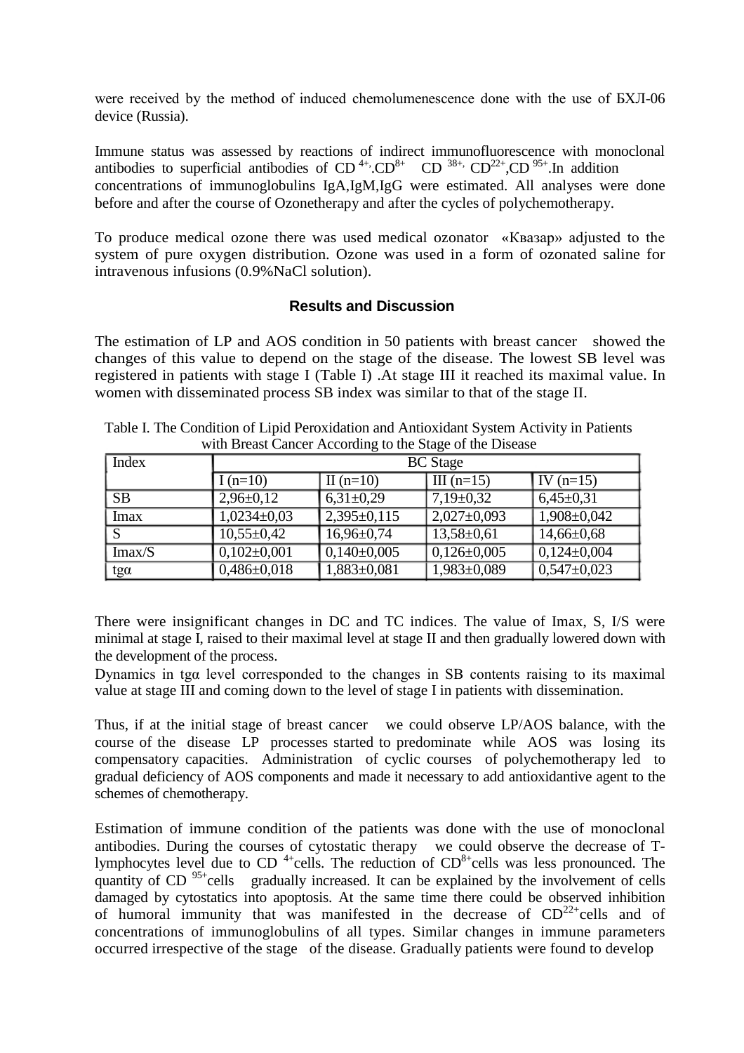were received by the method of induced chemolumenescence done with the use of БХЛ-06 device (Russia).

Immune status was assessed by reactions of indirect immunofluorescence with monoclonal antibodies to superficial antibodies of $CD^{4+}$,$CD^{8+}$ $CD^{38+}$, $CD^{22+}$,$CD^{95+}$.In addition concentrations of immunoglobulins IgA,IgM,IgG were estimated. All analyses were done before and after the course of Ozonetherapy and after the cycles of polychemotherapy.

To produce medical ozone there was used medical ozonator «Квазар» adjusted to the system of pure oxygen distribution. Ozone was used in a form of ozonated saline for intravenous infusions (0.9%NaCl solution).

## Results and Discussion

The estimation of LP and AOS condition in 50 patients with breast cancer showed the changes of this value to depend on the stage of the disease. The lowest SB level was registered in patients with stage I (Table I) .At stage III it reached its maximal value. In women with disseminated process SB index was similar to that of the stage II.

Table I. The Condition of Lipid Peroxidation and Antioxidant System Activity in Patients with Breast Cancer According to the Stage of the Disease

| Index | BC Stage | | | |
|---|---|---|---|---|
| | I (n=10) | II (n=10) | III (n=15) | IV (n=15) |
| SB | 2,96±0,12 | 6,31±0,29 | 7,19±0,32 | 6,45±0,31 |
| Imax | 1,0234±0,03 | 2,395±0,115 | 2,027±0,093 | 1,908±0,042 |
| S | 10,55±0,42 | 16,96±0,74 | 13,58±0,61 | 14,66±0,68 |
| Imax/S | 0,102±0,001 | 0,140±0,005 | 0,126±0,005 | 0,124±0,004 |
| tgα | 0,486±0,018 | 1,883±0,081 | 1,983±0,089 | 0,547±0,023 |

There were insignificant changes in DC and TC indices. The value of Imax, S, I/S were minimal at stage I, raised to their maximal level at stage II and then gradually lowered down with the development of the process.

Dynamics in tgα level corresponded to the changes in SB contents raising to its maximal value at stage III and coming down to the level of stage I in patients with dissemination.

Thus, if at the initial stage of breast cancer we could observe LP/AOS balance, with the course of the disease LP processes started to predominate while AOS was losing its compensatory capacities. Administration of cyclic courses of polychemotherapy led to gradual deficiency of AOS components and made it necessary to add antioxidantive agent to the schemes of chemotherapy.

Estimation of immune condition of the patients was done with the use of monoclonal antibodies. During the courses of cytostatic therapy we could observe the decrease of T-lymphocytes level due to $CD^{4+}$cells. The reduction of $CD^{8+}$cells was less pronounced. The quantity of $CD^{95+}$cells gradually increased. It can be explained by the involvement of cells damaged by cytostatics into apoptosis. At the same time there could be observed inhibition of humoral immunity that was manifested in the decrease of $CD^{22+}$cells and of concentrations of immunoglobulins of all types. Similar changes in immune parameters occurred irrespective of the stage of the disease. Gradually patients were found to develop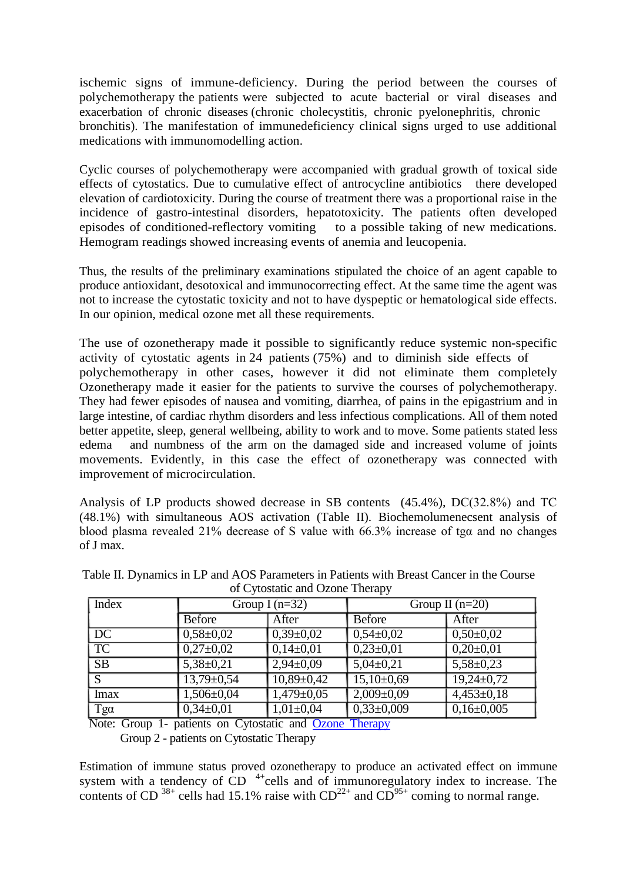ischemic signs of immune-deficiency. During the period between the courses of polychemotherapy the patients were subjected to acute bacterial or viral diseases and exacerbation of chronic diseases (chronic cholecystitis, chronic pyelonephritis, chronic bronchitis). The manifestation of immunedeficiency clinical signs urged to use additional medications with immunomodelling action.

Cyclic courses of polychemotherapy were accompanied with gradual growth of toxical side effects of cytostatics. Due to cumulative effect of antrocycline antibiotics there developed elevation of cardiotoxicity. During the course of treatment there was a proportional raise in the incidence of gastro-intestinal disorders, hepatotoxicity. The patients often developed episodes of conditioned-reflectory vomiting to a possible taking of new medications. Hemogram readings showed increasing events of anemia and leucopenia.

Thus, the results of the preliminary examinations stipulated the choice of an agent capable to produce antioxidant, desotoxical and immunocorrecting effect. At the same time the agent was not to increase the cytostatic toxicity and not to have dyspeptic or hematological side effects. In our opinion, medical ozone met all these requirements.

The use of ozonetherapy made it possible to significantly reduce systemic non-specific activity of cytostatic agents in 24 patients (75%) and to diminish side effects of polychemotherapy in other cases, however it did not eliminate them completely Ozonetherapy made it easier for the patients to survive the courses of polychemotherapy. They had fewer episodes of nausea and vomiting, diarrhea, of pains in the epigastrium and in large intestine, of cardiac rhythm disorders and less infectious complications. All of them noted better appetite, sleep, general wellbeing, ability to work and to move. Some patients stated less edema and numbness of the arm on the damaged side and increased volume of joints movements. Evidently, in this case the effect of ozonetherapy was connected with improvement of microcirculation.

Analysis of LP products showed decrease in SB contents (45.4%), DC(32.8%) and TC (48.1%) with simultaneous AOS activation (Table II). Biochemolumenecsent analysis of blood plasma revealed 21% decrease of S value with 66.3% increase of tgα and no changes of J max.

Table II. Dynamics in LP and AOS Parameters in Patients with Breast Cancer in the Course of Cytostatic and Ozone Therapy

| Index | Group I (n=32) | | Group II (n=20) | |
|---|---|---|---|---|
| | Before | After | Before | After |
| DC | 0,58±0,02 | 0,39±0,02 | 0,54±0,02 | 0,50±0,02 |
| TC | 0,27±0,02 | 0,14±0,01 | 0,23±0,01 | 0,20±0,01 |
| SB | 5,38±0,21 | 2,94±0,09 | 5,04±0,21 | 5,58±0,23 |
| S | 13,79±0,54 | 10,89±0,42 | 15,10±0,69 | 19,24±0,72 |
| Imax | 1,506±0,04 | 1,479±0,05 | 2,009±0,09 | 4,453±0,18 |
| Tgα | 0,34±0,01 | 1,01±0,04 | 0,33±0,009 | 0,16±0,005 |

Note: Group 1- patients on Cytostatic and Ozone Therapy
Group 2 - patients on Cytostatic Therapy

Estimation of immune status proved ozonetherapy to produce an activated effect on immune system with a tendency of $CD^{4+}$cells and of immunoregulatory index to increase. The contents of $CD^{38+}$ cells had 15.1% raise with $CD^{22+}$ and $CD^{95+}$ coming to normal range.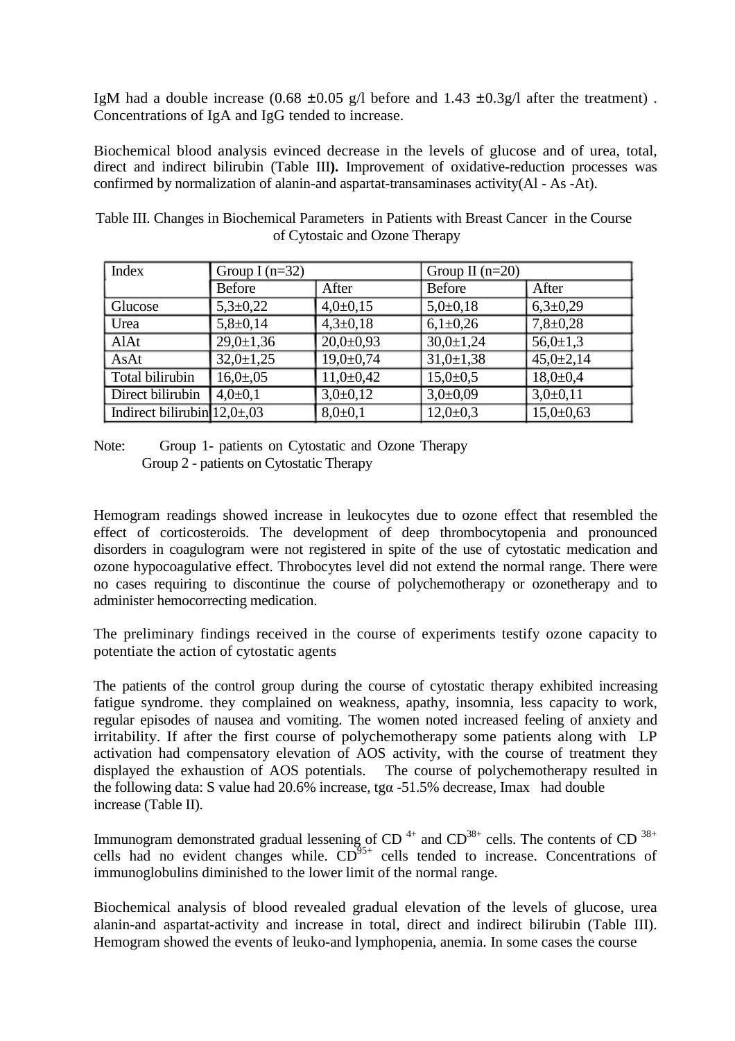IgM had a double increase (0.68 ±0.05 g/l before and 1.43 ±0.3g/l after the treatment) . Concentrations of IgA and IgG tended to increase.

Biochemical blood analysis evinced decrease in the levels of glucose and of urea, total, direct and indirect bilirubin (Table III**).** Improvement of oxidative-reduction processes was confirmed by normalization of alanin-and aspartat-transaminases activity(Al - As -At).

Table III. Changes in Biochemical Parameters in Patients with Breast Cancer in the Course of Cytostaic and Ozone Therapy

| Index | Group I (n=32) | | Group II (n=20) | |
|---|---|---|---|---|
| | Before | After | Before | After |
| Glucose | 5,3±0,22 | 4,0±0,15 | 5,0±0,18 | 6,3±0,29 |
| Urea | 5,8±0,14 | 4,3±0,18 | 6,1±0,26 | 7,8±0,28 |
| AlAt | 29,0±1,36 | 20,0±0,93 | 30,0±1,24 | 56,0±1,3 |
| AsAt | 32,0±1,25 | 19,0±0,74 | 31,0±1,38 | 45,0±2,14 |
| Total bilirubin | 16,0±,05 | 11,0±0,42 | 15,0±0,5 | 18,0±0,4 |
| Direct bilirubin | 4,0±0,1 | 3,0±0,12 | 3,0±0,09 | 3,0±0,11 |
| Indirect bilirubin | 12,0±,03 | 8,0±0,1 | 12,0±0,3 | 15,0±0,63 |

Note: Group 1- patients on Cytostatic and Ozone Therapy
Group 2 - patients on Cytostatic Therapy

Hemogram readings showed increase in leukocytes due to ozone effect that resembled the effect of corticosteroids. The development of deep thrombocytopenia and pronounced disorders in coagulogram were not registered in spite of the use of cytostatic medication and ozone hypocoagulative effect. Throbocytes level did not extend the normal range. There were no cases requiring to discontinue the course of polychemotherapy or ozonetherapy and to administer hemocorrecting medication.

The preliminary findings received in the course of experiments testify ozone capacity to potentiate the action of cytostatic agents

The patients of the control group during the course of cytostatic therapy exhibited increasing fatigue syndrome. they complained on weakness, apathy, insomnia, less capacity to work, regular episodes of nausea and vomiting. The women noted increased feeling of anxiety and irritability. If after the first course of polychemotherapy some patients along with LP activation had compensatory elevation of AOS activity, with the course of treatment they displayed the exhaustion of AOS potentials. The course of polychemotherapy resulted in the following data: S value had 20.6% increase, tgα -51.5% decrease, Imax had double increase (Table II).

Immunogram demonstrated gradual lessening of $CD^{4+}$ and $CD^{38+}$ cells. The contents of $CD^{38+}$ cells had no evident changes while. $CD^{95+}$ cells tended to increase. Concentrations of immunoglobulins diminished to the lower limit of the normal range.

Biochemical analysis of blood revealed gradual elevation of the levels of glucose, urea alanin-and aspartat-activity and increase in total, direct and indirect bilirubin (Table III). Hemogram showed the events of leuko-and lymphopenia, anemia. In some cases the course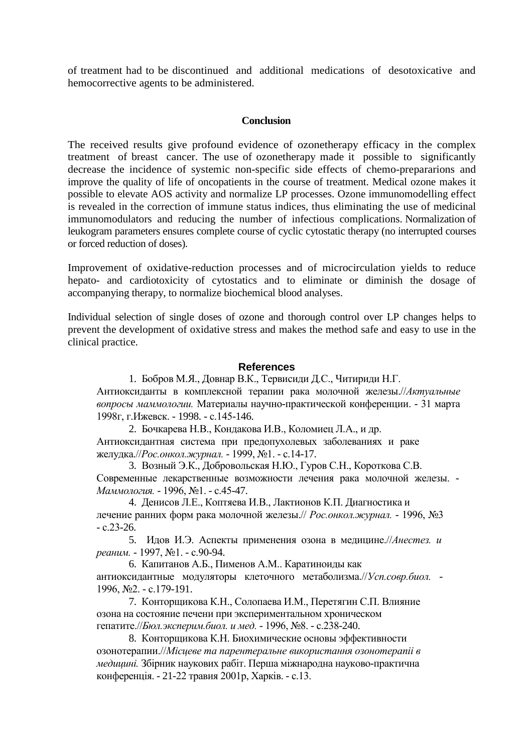of treatment had to be discontinued and additional medications of desotoxicative and hemocorrective agents to be administered.

## Conclusion

The received results give profound evidence of ozonetherapy efficacy in the complex treatment of breast cancer. The use of ozonetherapy made it possible to significantly decrease the incidence of systemic non-specific side effects of chemo-prepararions and improve the quality of life of oncopatients in the course of treatment. Medical ozone makes it possible to elevate AOS activity and normalize LP processes. Ozone immunomodelling effect is revealed in the correction of immune status indices, thus eliminating the use of medicinal immunomodulators and reducing the number of infectious complications. Normalization of leukogram parameters ensures complete course of cyclic cytostatic therapy (no interrupted courses or forced reduction of doses).

Improvement of oxidative-reduction processes and of microcirculation yields to reduce hepato- and cardiotoxicity of cytostatics and to eliminate or diminish the dosage of accompanying therapy, to normalize biochemical blood analyses.

Individual selection of single doses of ozone and thorough control over LP changes helps to prevent the development of oxidative stress and makes the method safe and easy to use in the clinical practice.

## References

1. Бобров М.Я., Довнар В.К., Тервисиди Д.С., Читириди Н.Г. Антиоксиданты в комплексной терапии рака молочной железы.//*Актуальные вопросы маммологии.* Материалы научно-практической конференции. - 31 марта 1998г, г.Ижевск. - 1998. - с.145-146.
2. Бочкарева Н.В., Кондакова И.В., Коломиец Л.А., и др. Антиоксидантная система при предопухолевых заболеваниях и раке желудка.//*Рос.онкол.журнал.* - 1999, №1. - с.14-17.
3. Возный Э.К., Добровольская Н.Ю., Гуров С.Н., Короткова С.В. Современные лекарственные возможности лечения рака молочной железы. - *Маммология.* - 1996, №1. - с.45-47.
4. Денисов Л.Е., Коптяева И.В., Лактионов К.П. Диагностика и лечение ранних форм рака молочной железы.// *Рос.онкол.журнал.* - 1996, №3 - с.23-26.
5. Идов И.Э. Аспекты применения озона в медицине.//*Анестез. и реаним.* - 1997, №1. - с.90-94.
6. Капитанов А.Б., Пименов А.М.. Каратиноиды как антиоксидантные модуляторы клеточного метаболизма.//*Усп.совр.биол.* - 1996, №2. - с.179-191.
7. Конторщикова К.Н., Солопаева И.М., Перетягин С.П. Влияние озона на состояние печени при экспериментальном хроническом гепатите.//*Бюл.эксперим.биол. и мед.* - 1996, №8. - с.238-240.
8. Конторщикова К.Н. Биохимические основы эффективности озонотерапии.//*Місцеве та парентеральне використання озонотерапії в медицині.* Збірник наукових рабіт. Перша міжнародна науково-практична конференція. - 21-22 травия 2001р, Харків. - с.13.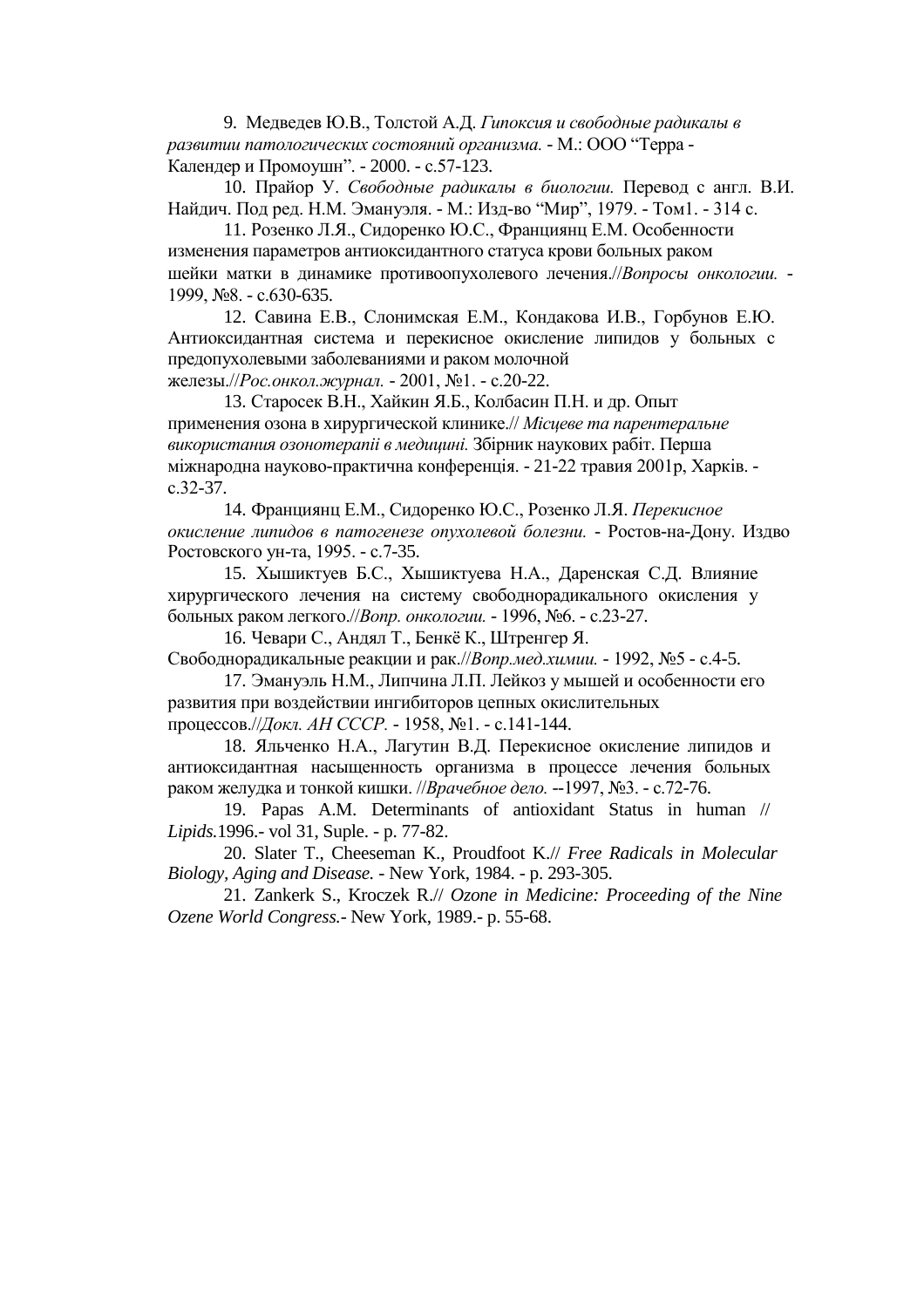9. Медведев Ю.В., Толстой А.Д. *Гипоксия и свободные радикалы в развитии патологических состояний организма.* - М.: ООО "Терра - Календер и Промоушн". - 2000. - с.57-123.

10. Прайор У. *Свободные радикалы в биологии.* Перевод с англ. В.И. Найдич. Под ред. Н.М. Эмануэля. - М.: Изд-во "Мир", 1979. - Том1. - 314 с.

11. Розенко Л.Я., Сидоренко Ю.С., Франциянц Е.М. Особенности изменения параметров антиоксидантного статуса крови больных раком шейки матки в динамике противоопухолевого лечения.//*Вопросы онкологии.* - 1999, №8. - с.630-635.

12. Савина Е.В., Слонимская Е.М., Кондакова И.В., Горбунов Е.Ю. Антиоксидантная система и перекисное окисление липидов у больных с предопухолевыми заболеваниями и раком молочной железы.//*Рос.онкол.журнал.* - 2001, №1. - с.20-22.

13. Старосек В.Н., Хайкин Я.Б., Колбасин П.Н. и др. Опыт применения озона в хирургической клинике.// *Місцеве та парентеральне використания озонотерапії в медицині.* Збірник наукових рабіт. Перша міжнародна науково-практична конференція. - 21-22 травия 2001р, Харків. - с.32-37.

14. Франциянц Е.М., Сидоренко Ю.С., Розенко Л.Я. *Перекисное окисление липидов в патогенезе опухолевой болезни.* - Ростов-на-Дону. Издво Ростовского ун-та, 1995. - с.7-35.

15. Хышиктуев Б.С., Хышиктуева Н.А., Даренская С.Д. Влияние хирургического лечения на систему свободнорадикального окисления у больных раком легкого.//*Вопр. онкологии.* - 1996, №6. - с.23-27.

16. Чевари С., Андял Т., Бенкё К., Штренгер Я. Свободнорадикальные реакции и рак.//*Вопр.мед.химии.* - 1992, №5 - с.4-5.

17. Эмануэль Н.М., Липчина Л.П. Лейкоз у мышей и особенности его развития при воздействии ингибиторов цепных окислительных процессов.//*Докл. АН СССР.* - 1958, №1. - с.141-144.

18. Яльченко Н.А., Лагутин В.Д. Перекисное окисление липидов и антиоксидантная насыщенность организма в процессе лечения больных раком желудка и тонкой кишки. //*Врачебное дело.* --1997, №3. - с.72-76.

19. Papas A.M. Determinants of antioxidant Status in human // *Lipids.*1996.- vol 31, Suple. - p. 77-82.

20. Slater T., Cheeseman K., Proudfoot K.// *Free Radicals in Molecular Biology, Aging and Disease.* - New York, 1984. - p. 293-305.

21. Zankerk S., Kroczek R.// *Ozone in Medicine: Proceeding of the Nine Ozene World Congress.*- New York, 1989.- p. 55-68.